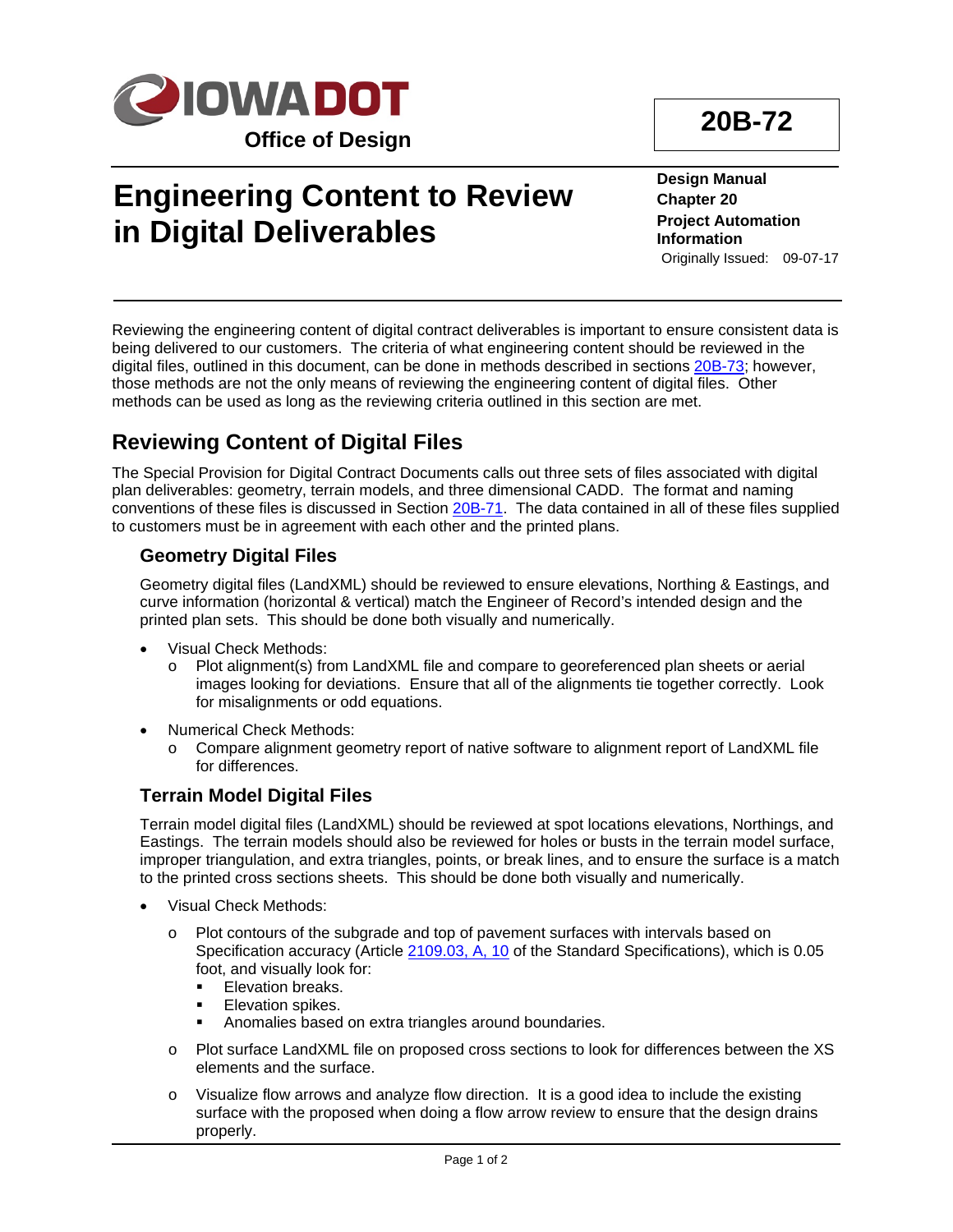**Office of Design**

**20B-72**

# Engineering Content to Review in Digital Deliverables

**Design Manual**
**Chapter 20**
**Project Automation Information**
Originally Issued: 09-07-17

Reviewing the engineering content of digital contract deliverables is important to ensure consistent data is being delivered to our customers. The criteria of what engineering content should be reviewed in the digital files, outlined in this document, can be done in methods described in sections 20B-73; however, those methods are not the only means of reviewing the engineering content of digital files. Other methods can be used as long as the reviewing criteria outlined in this section are met.

## Reviewing Content of Digital Files

The Special Provision for Digital Contract Documents calls out three sets of files associated with digital plan deliverables: geometry, terrain models, and three dimensional CADD. The format and naming conventions of these files is discussed in Section 20B-71. The data contained in all of these files supplied to customers must be in agreement with each other and the printed plans.

### Geometry Digital Files

Geometry digital files (LandXML) should be reviewed to ensure elevations, Northing & Eastings, and curve information (horizontal & vertical) match the Engineer of Record's intended design and the printed plan sets. This should be done both visually and numerically.

- Visual Check Methods:
  - Plot alignment(s) from LandXML file and compare to georeferenced plan sheets or aerial images looking for deviations. Ensure that all of the alignments tie together correctly. Look for misalignments or odd equations.
- Numerical Check Methods:
  - Compare alignment geometry report of native software to alignment report of LandXML file for differences.

### Terrain Model Digital Files

Terrain model digital files (LandXML) should be reviewed at spot locations elevations, Northings, and Eastings. The terrain models should also be reviewed for holes or busts in the terrain model surface, improper triangulation, and extra triangles, points, or break lines, and to ensure the surface is a match to the printed cross sections sheets. This should be done both visually and numerically.

- Visual Check Methods:
  - Plot contours of the subgrade and top of pavement surfaces with intervals based on Specification accuracy (Article 2109.03, A, 10 of the Standard Specifications), which is 0.05 foot, and visually look for:
    - Elevation breaks.
    - Elevation spikes.
    - Anomalies based on extra triangles around boundaries.
  - Plot surface LandXML file on proposed cross sections to look for differences between the XS elements and the surface.
  - Visualize flow arrows and analyze flow direction. It is a good idea to include the existing surface with the proposed when doing a flow arrow review to ensure that the design drains properly.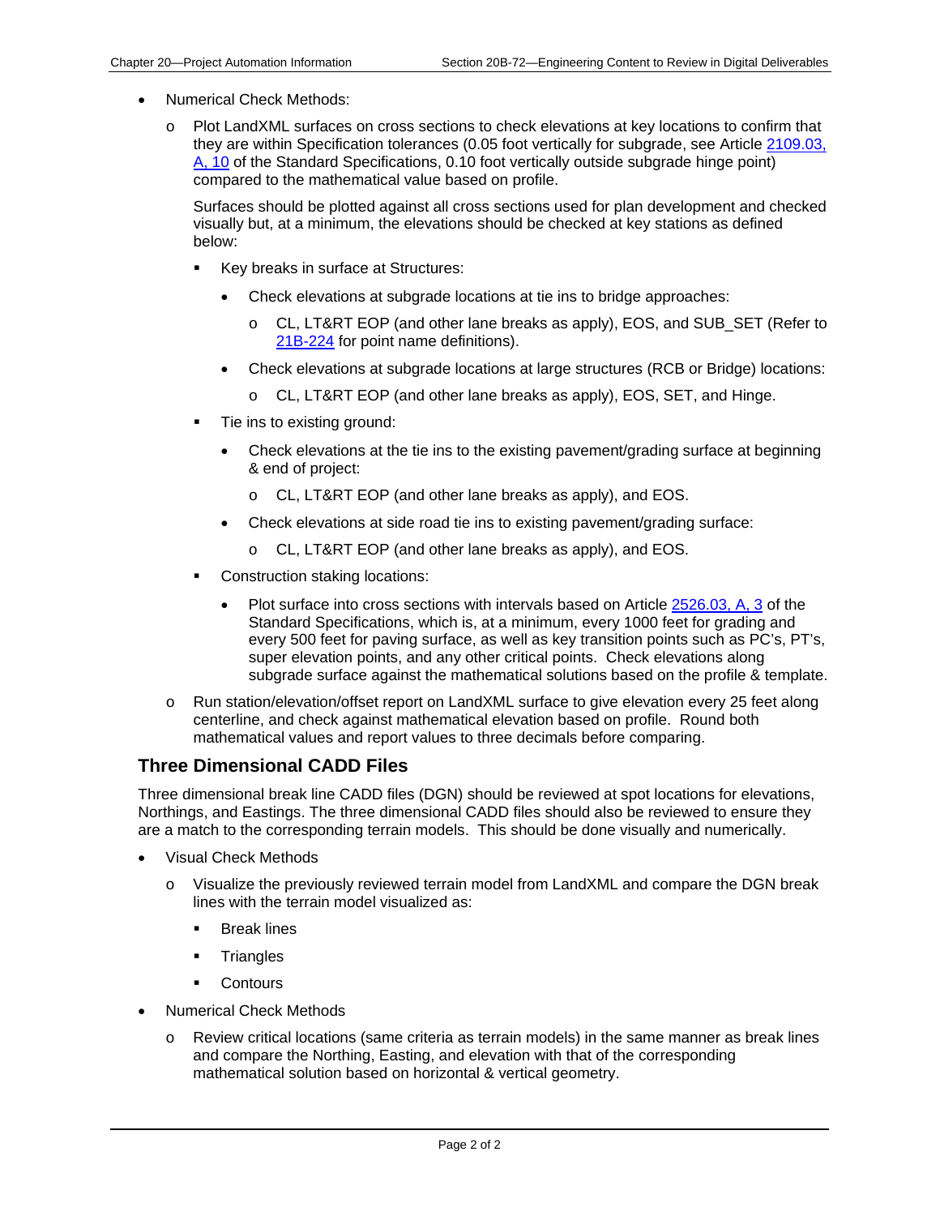- Numerical Check Methods:
  - Plot LandXML surfaces on cross sections to check elevations at key locations to confirm that they are within Specification tolerances (0.05 foot vertically for subgrade, see Article 2109.03, A, 10 of the Standard Specifications, 0.10 foot vertically outside subgrade hinge point) compared to the mathematical value based on profile.

    Surfaces should be plotted against all cross sections used for plan development and checked visually but, at a minimum, the elevations should be checked at key stations as defined below:

    - Key breaks in surface at Structures:
      - Check elevations at subgrade locations at tie ins to bridge approaches:
        - CL, LT&RT EOP (and other lane breaks as apply), EOS, and SUB_SET (Refer to 21B-224 for point name definitions).
      - Check elevations at subgrade locations at large structures (RCB or Bridge) locations:
        - CL, LT&RT EOP (and other lane breaks as apply), EOS, SET, and Hinge.
    - Tie ins to existing ground:
      - Check elevations at the tie ins to the existing pavement/grading surface at beginning & end of project:
        - CL, LT&RT EOP (and other lane breaks as apply), and EOS.
      - Check elevations at side road tie ins to existing pavement/grading surface:
        - CL, LT&RT EOP (and other lane breaks as apply), and EOS.
    - Construction staking locations:
      - Plot surface into cross sections with intervals based on Article 2526.03, A, 3 of the Standard Specifications, which is, at a minimum, every 1000 feet for grading and every 500 feet for paving surface, as well as key transition points such as PC's, PT's, super elevation points, and any other critical points. Check elevations along subgrade surface against the mathematical solutions based on the profile & template.
  - Run station/elevation/offset report on LandXML surface to give elevation every 25 feet along centerline, and check against mathematical elevation based on profile. Round both mathematical values and report values to three decimals before comparing.

## Three Dimensional CADD Files

Three dimensional break line CADD files (DGN) should be reviewed at spot locations for elevations, Northings, and Eastings. The three dimensional CADD files should also be reviewed to ensure they are a match to the corresponding terrain models. This should be done visually and numerically.

- Visual Check Methods
  - Visualize the previously reviewed terrain model from LandXML and compare the DGN break lines with the terrain model visualized as:
    - Break lines
    - Triangles
    - Contours
- Numerical Check Methods
  - Review critical locations (same criteria as terrain models) in the same manner as break lines and compare the Northing, Easting, and elevation with that of the corresponding mathematical solution based on horizontal & vertical geometry.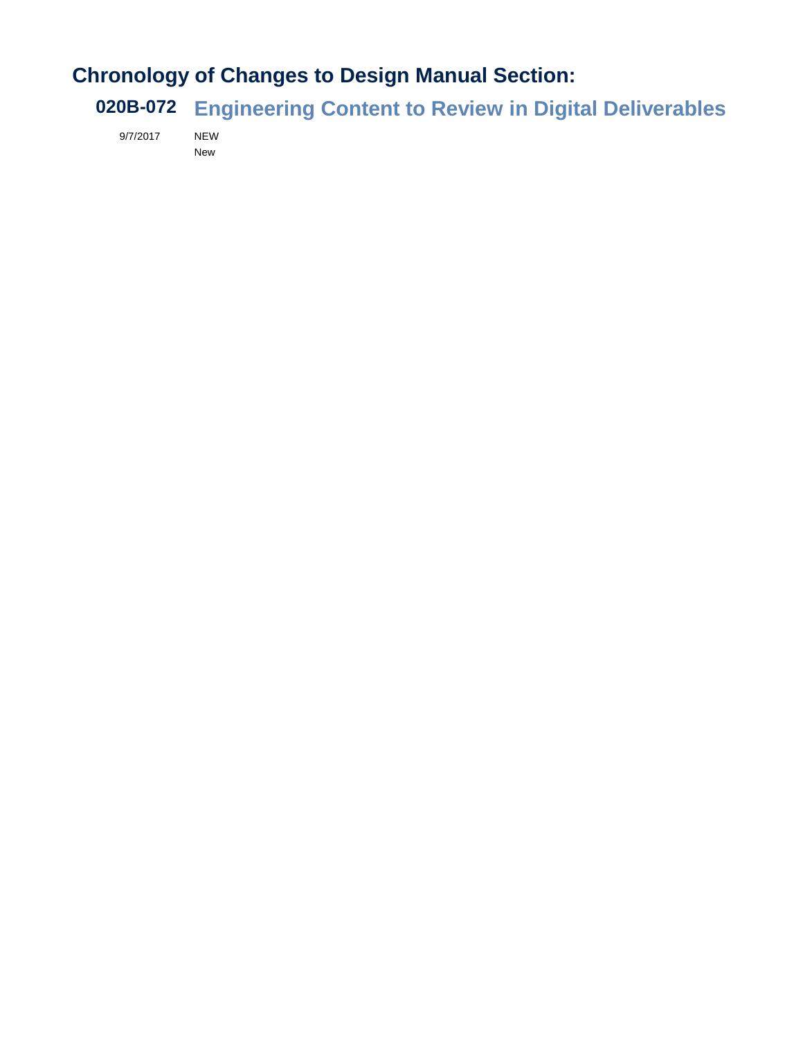# Chronology of Changes to Design Manual Section:

## 020B-072 Engineering Content to Review in Digital Deliverables

| | |
|---|---|
| 9/7/2017 | NEW<br>New |